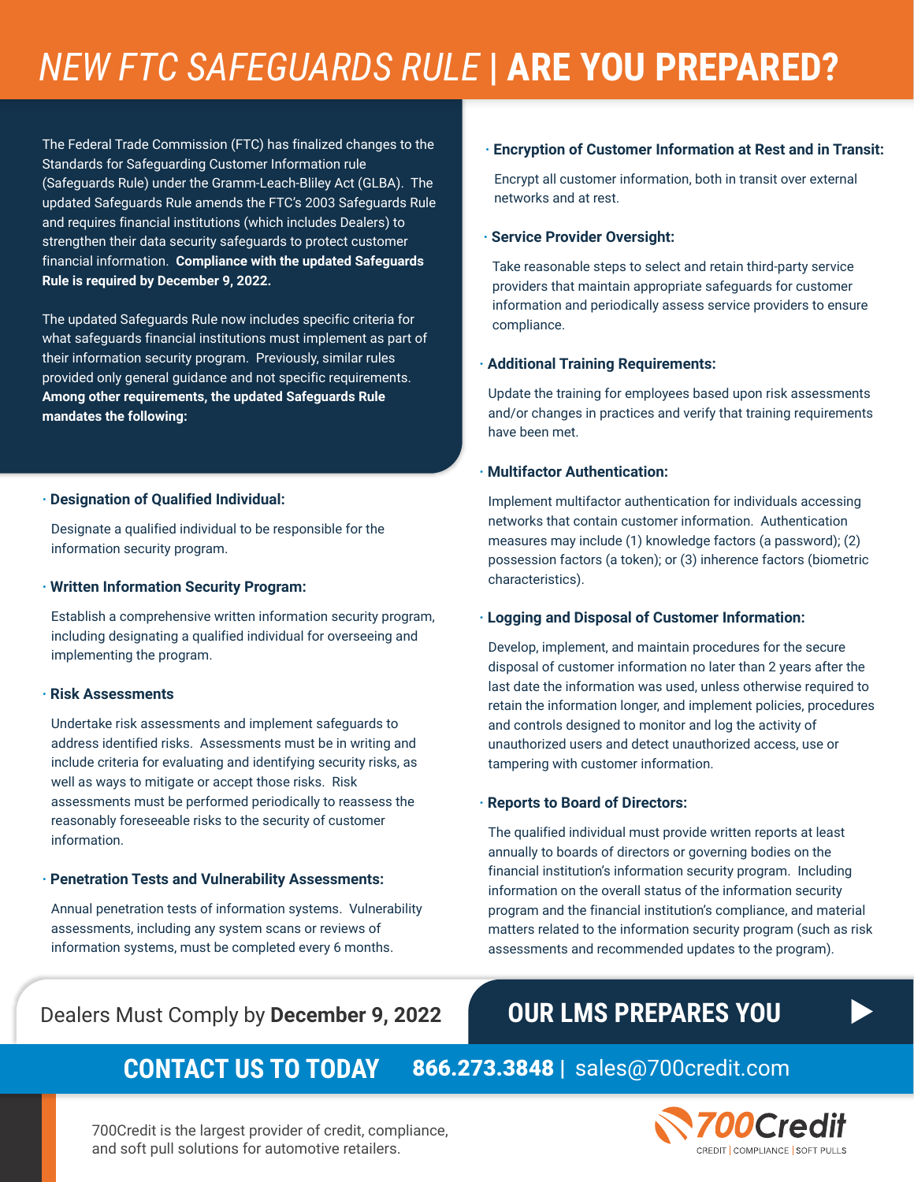# *NEW FTC SAFEGUARDS RULE* | **ARE YOU PREPARED?**

The Federal Trade Commission (FTC) has finalized changes to the Standards for Safeguarding Customer Information rule (Safeguards Rule) under the Gramm-Leach-Bliley Act (GLBA). The updated Safeguards Rule amends the FTC's 2003 Safeguards Rule and requires financial institutions (which includes Dealers) to strengthen their data security safeguards to protect customer financial information. **Compliance with the updated Safeguards Rule is required by December 9, 2022.**

The updated Safeguards Rule now includes specific criteria for what safeguards financial institutions must implement as part of their information security program. Previously, similar rules provided only general guidance and not specific requirements. **Among other requirements, the updated Safeguards Rule mandates the following:**

- **Designation of Qualified Individual:**

  Designate a qualified individual to be responsible for the information security program.

- **Written Information Security Program:**

  Establish a comprehensive written information security program, including designating a qualified individual for overseeing and implementing the program.

- **Risk Assessments**

  Undertake risk assessments and implement safeguards to address identified risks. Assessments must be in writing and include criteria for evaluating and identifying security risks, as well as ways to mitigate or accept those risks. Risk assessments must be performed periodically to reassess the reasonably foreseeable risks to the security of customer information.

- **Penetration Tests and Vulnerability Assessments:**

  Annual penetration tests of information systems. Vulnerability assessments, including any system scans or reviews of information systems, must be completed every 6 months.

- **Encryption of Customer Information at Rest and in Transit:**

  Encrypt all customer information, both in transit over external networks and at rest.

- **Service Provider Oversight:**

  Take reasonable steps to select and retain third-party service providers that maintain appropriate safeguards for customer information and periodically assess service providers to ensure compliance.

- **Additional Training Requirements:**

  Update the training for employees based upon risk assessments and/or changes in practices and verify that training requirements have been met.

- **Multifactor Authentication:**

  Implement multifactor authentication for individuals accessing networks that contain customer information. Authentication measures may include (1) knowledge factors (a password); (2) possession factors (a token); or (3) inherence factors (biometric characteristics).

- **Logging and Disposal of Customer Information:**

  Develop, implement, and maintain procedures for the secure disposal of customer information no later than 2 years after the last date the information was used, unless otherwise required to retain the information longer, and implement policies, procedures and controls designed to monitor and log the activity of unauthorized users and detect unauthorized access, use or tampering with customer information.

- **Reports to Board of Directors:**

  The qualified individual must provide written reports at least annually to boards of directors or governing bodies on the financial institution's information security program. Including information on the overall status of the information security program and the financial institution's compliance, and material matters related to the information security program (such as risk assessments and recommended updates to the program).

Dealers Must Comply by **December 9, 2022**

**OUR LMS PREPARES YOU**

**CONTACT US TO TODAY** **866.273.3848** | sales@700credit.com

700Credit is the largest provider of credit, compliance, and soft pull solutions for automotive retailers.

700Credit
CREDIT | COMPLIANCE | SOFT PULLS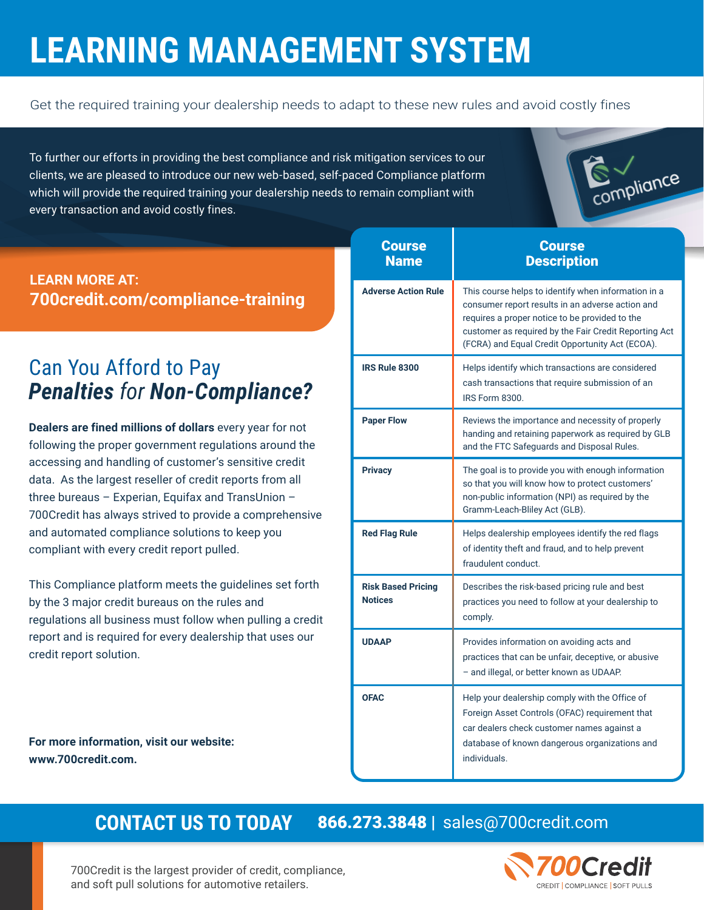# LEARNING MANAGEMENT SYSTEM

Get the required training your dealership needs to adapt to these new rules and avoid costly fines

To further our efforts in providing the best compliance and risk mitigation services to our clients, we are pleased to introduce our new web-based, self-paced Compliance platform which will provide the required training your dealership needs to remain compliant with every transaction and avoid costly fines.

**LEARN MORE AT:**
**700credit.com/compliance-training**

## Can You Afford to Pay ***Penalties*** *for* ***Non-Compliance?***

**Dealers are fined millions of dollars** every year for not following the proper government regulations around the accessing and handling of customer's sensitive credit data. As the largest reseller of credit reports from all three bureaus – Experian, Equifax and TransUnion – 700Credit has always strived to provide a comprehensive and automated compliance solutions to keep you compliant with every credit report pulled.

This Compliance platform meets the guidelines set forth by the 3 major credit bureaus on the rules and regulations all business must follow when pulling a credit report and is required for every dealership that uses our credit report solution.

**For more information, visit our website: www.700credit.com.**

| Course Name | Course Description |
|---|---|
| **Adverse Action Rule** | This course helps to identify when information in a consumer report results in an adverse action and requires a proper notice to be provided to the customer as required by the Fair Credit Reporting Act (FCRA) and Equal Credit Opportunity Act (ECOA). |
| **IRS Rule 8300** | Helps identify which transactions are considered cash transactions that require submission of an IRS Form 8300. |
| **Paper Flow** | Reviews the importance and necessity of properly handing and retaining paperwork as required by GLB and the FTC Safeguards and Disposal Rules. |
| **Privacy** | The goal is to provide you with enough information so that you will know how to protect customers' non-public information (NPI) as required by the Gramm-Leach-Bliley Act (GLB). |
| **Red Flag Rule** | Helps dealership employees identify the red flags of identity theft and fraud, and to help prevent fraudulent conduct. |
| **Risk Based Pricing Notices** | Describes the risk-based pricing rule and best practices you need to follow at your dealership to comply. |
| **UDAAP** | Provides information on avoiding acts and practices that can be unfair, deceptive, or abusive – and illegal, or better known as UDAAP. |
| **OFAC** | Help your dealership comply with the Office of Foreign Asset Controls (OFAC) requirement that car dealers check customer names against a database of known dangerous organizations and individuals. |

**CONTACT US TO TODAY** **866.273.3848** | sales@700credit.com

700Credit is the largest provider of credit, compliance, and soft pull solutions for automotive retailers.

700Credit
CREDIT | COMPLIANCE | SOFT PULLS